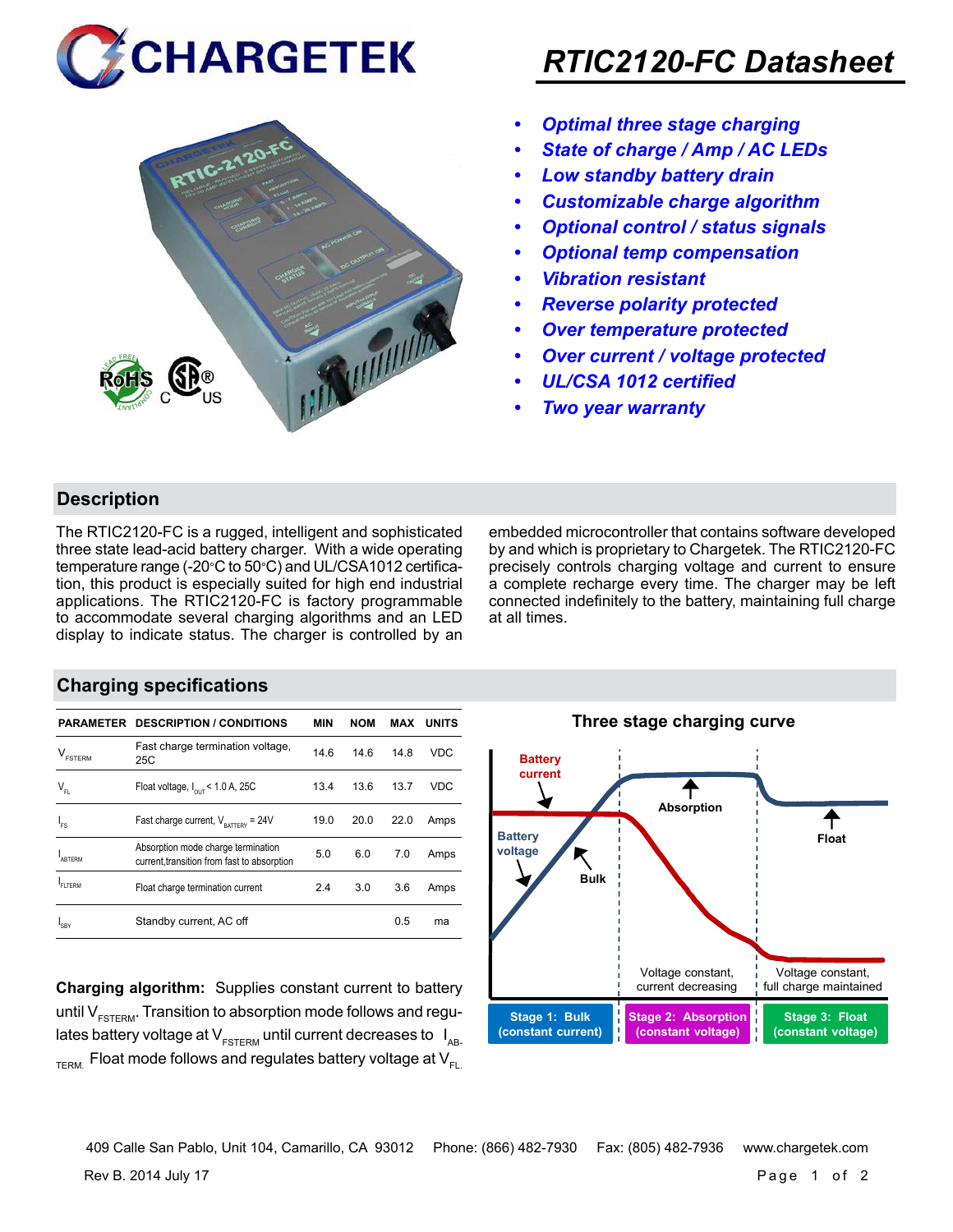# RTIC2120-FC Datasheet

- *Optimal three stage charging*
- *State of charge / Amp / AC LEDs*
- *Low standby battery drain*
- *Customizable charge algorithm*
- *Optional control / status signals*
- *Optional temp compensation*
- *Vibration resistant*
- *Reverse polarity protected*
- *Over temperature protected*
- *Over current / voltage protected*
- *UL/CSA 1012 certified*
- *Two year warranty*

## Description

The RTIC2120-FC is a rugged, intelligent and sophisticated three state lead-acid battery charger. With a wide operating temperature range (-20°C to 50°C) and UL/CSA1012 certification, this product is especially suited for high end industrial applications. The RTIC2120-FC is factory programmable to accommodate several charging algorithms and an LED display to indicate status. The charger is controlled by an embedded microcontroller that contains software developed by and which is proprietary to Chargetek. The RTIC2120-FC precisely controls charging voltage and current to ensure a complete recharge every time. The charger may be left connected indefinitely to the battery, maintaining full charge at all times.

## Charging specifications

| PARAMETER | DESCRIPTION / CONDITIONS | MIN | NOM | MAX | UNITS |
|---|---|---|---|---|---|
| $V_{FSTERM}$ | Fast charge termination voltage, 25C | 14.6 | 14.6 | 14.8 | VDC |
| $V_{FL}$ | Float voltage, $I_{OUT}$ < 1.0 A, 25C | 13.4 | 13.6 | 13.7 | VDC |
| $I_{FS}$ | Fast charge current, $V_{BATTERY}$ = 24V | 19.0 | 20.0 | 22.0 | Amps |
| $I_{ABTERM}$ | Absorption mode charge termination current,transition from fast to absorption | 5.0 | 6.0 | 7.0 | Amps |
| $I_{FLTERM}$ | Float charge termination current | 2.4 | 3.0 | 3.6 | Amps |
| $I_{SBY}$ | Standby current, AC off | | | 0.5 | ma |

**Charging algorithm:** Supplies constant current to battery until $V_{FSTERM}$. Transition to absorption mode follows and regulates battery voltage at $V_{FSTERM}$ until current decreases to $I_{AB-TERM}$. Float mode follows and regulates battery voltage at $V_{FL}$.

**Three stage charging curve**

Battery current; Battery voltage; Bulk; Absorption; Float

Voltage constant, current decreasing | Voltage constant, full charge maintained

Stage 1: Bulk (constant current) | Stage 2: Absorption (constant voltage) | Stage 3: Float (constant voltage)

409 Calle San Pablo, Unit 104, Camarillo, CA 93012 Phone: (866) 482-7930 Fax: (805) 482-7936 www.chargetek.com

Rev B. 2014 July 17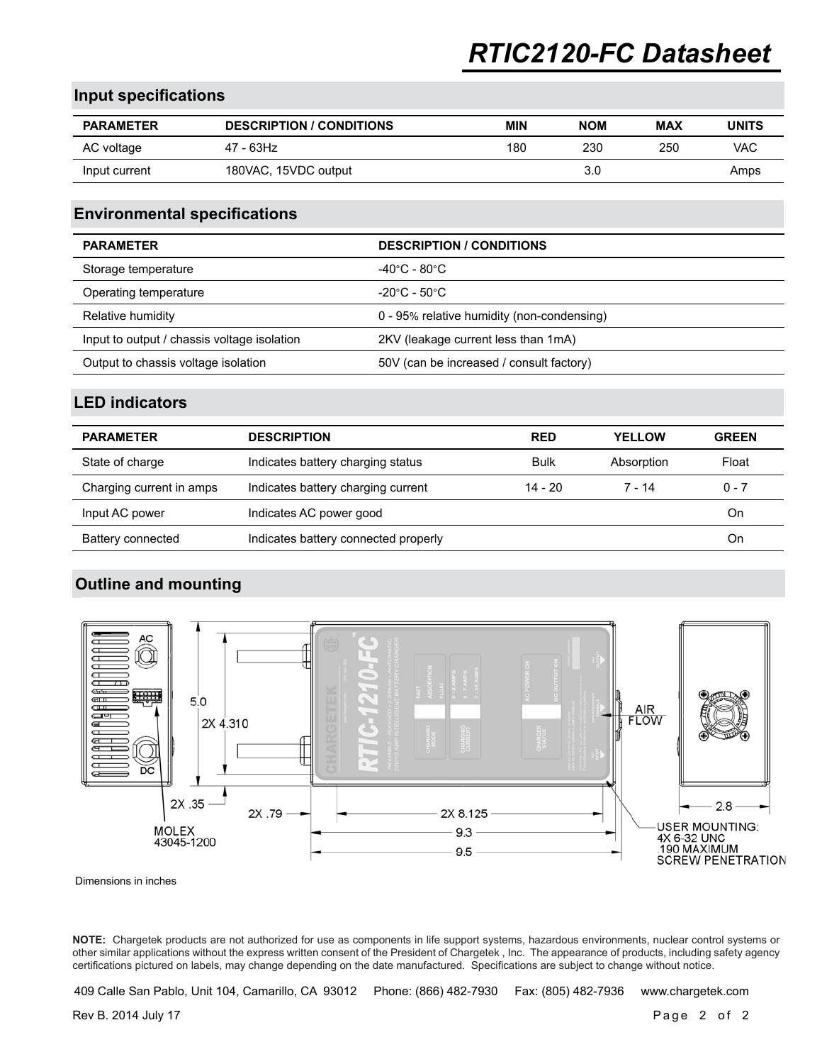# RTIC2120-FC Datasheet

## Input specifications

| PARAMETER | DESCRIPTION / CONDITIONS | MIN | NOM | MAX | UNITS |
|---|---|---|---|---|---|
| AC voltage | 47 - 63Hz | 180 | 230 | 250 | VAC |
| Input current | 180VAC, 15VDC output | | 3.0 | | Amps |

## Environmental specifications

| PARAMETER | DESCRIPTION / CONDITIONS |
|---|---|
| Storage temperature | -40°C - 80°C |
| Operating temperature | -20°C - 50°C |
| Relative humidity | 0 - 95% relative humidity (non-condensing) |
| Input to output / chassis voltage isolation | 2KV (leakage current less than 1mA) |
| Output to chassis voltage isolation | 50V (can be increased / consult factory) |

## LED indicators

| PARAMETER | DESCRIPTION | RED | YELLOW | GREEN |
|---|---|---|---|---|
| State of charge | Indicates battery charging status | Bulk | Absorption | Float |
| Charging current in amps | Indicates battery charging current | 14 - 20 | 7 - 14 | 0 - 7 |
| Input AC power | Indicates AC power good | | | On |
| Battery connected | Indicates battery connected properly | | | On |

## Outline and mounting

AC

DC

5.0

2X 4.310

2X .35

MOLEX
43045-1200

2X .79

2X 8.125

9.3

9.5

AIR FLOW

2.8

USER MOUNTING:
4X 6-32 UNC
.190 MAXIMUM
SCREW PENETRATION

Dimensions in inches

**NOTE:** Chargetek products are not authorized for use as components in life support systems, hazardous environments, nuclear control systems or other similar applications without the express written consent of the President of Chargetek , Inc. The appearance of products, including safety agency certifications pictured on labels, may change depending on the date manufactured. Specifications are subject to change without notice.

409 Calle San Pablo, Unit 104, Camarillo, CA 93012 Phone: (866) 482-7930 Fax: (805) 482-7936 www.chargetek.com

Rev B. 2014 July 17